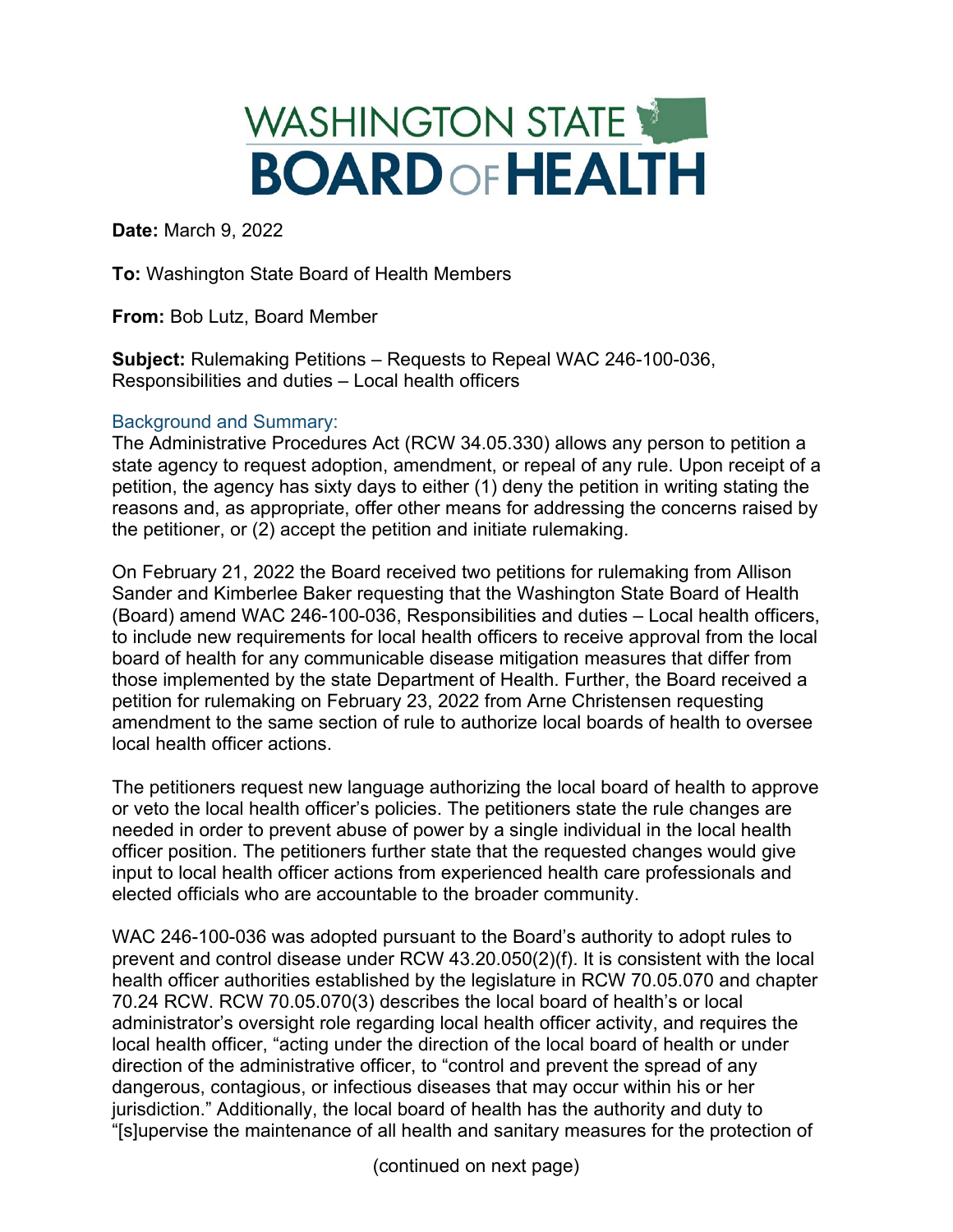# WASHINGTON STATE BOARD OF HEALTH

**Date:** March 9, 2022

**To:** Washington State Board of Health Members

**From:** Bob Lutz, Board Member

**Subject:** Rulemaking Petitions – Requests to Repeal WAC 246-100-036, Responsibilities and duties – Local health officers

## Background and Summary:

The Administrative Procedures Act (RCW 34.05.330) allows any person to petition a state agency to request adoption, amendment, or repeal of any rule. Upon receipt of a petition, the agency has sixty days to either (1) deny the petition in writing stating the reasons and, as appropriate, offer other means for addressing the concerns raised by the petitioner, or (2) accept the petition and initiate rulemaking.

On February 21, 2022 the Board received two petitions for rulemaking from Allison Sander and Kimberlee Baker requesting that the Washington State Board of Health (Board) amend WAC 246-100-036, Responsibilities and duties – Local health officers, to include new requirements for local health officers to receive approval from the local board of health for any communicable disease mitigation measures that differ from those implemented by the state Department of Health. Further, the Board received a petition for rulemaking on February 23, 2022 from Arne Christensen requesting amendment to the same section of rule to authorize local boards of health to oversee local health officer actions.

The petitioners request new language authorizing the local board of health to approve or veto the local health officer's policies. The petitioners state the rule changes are needed in order to prevent abuse of power by a single individual in the local health officer position. The petitioners further state that the requested changes would give input to local health officer actions from experienced health care professionals and elected officials who are accountable to the broader community.

WAC 246-100-036 was adopted pursuant to the Board's authority to adopt rules to prevent and control disease under RCW 43.20.050(2)(f). It is consistent with the local health officer authorities established by the legislature in RCW 70.05.070 and chapter 70.24 RCW. RCW 70.05.070(3) describes the local board of health's or local administrator's oversight role regarding local health officer activity, and requires the local health officer, "acting under the direction of the local board of health or under direction of the administrative officer, to "control and prevent the spread of any dangerous, contagious, or infectious diseases that may occur within his or her jurisdiction." Additionally, the local board of health has the authority and duty to "[s]upervise the maintenance of all health and sanitary measures for the protection of

(continued on next page)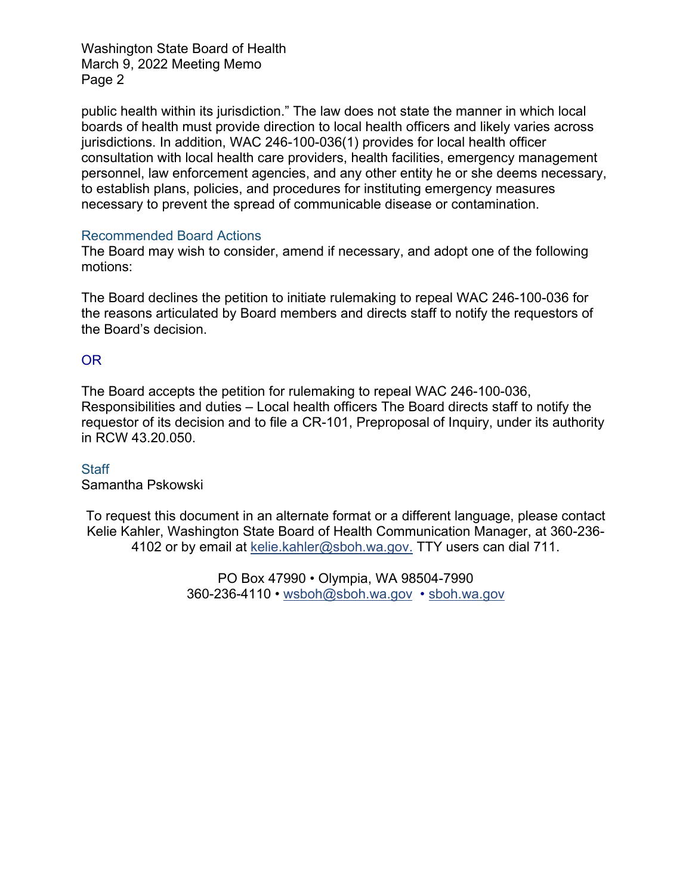public health within its jurisdiction." The law does not state the manner in which local boards of health must provide direction to local health officers and likely varies across jurisdictions. In addition, WAC 246-100-036(1) provides for local health officer consultation with local health care providers, health facilities, emergency management personnel, law enforcement agencies, and any other entity he or she deems necessary, to establish plans, policies, and procedures for instituting emergency measures necessary to prevent the spread of communicable disease or contamination.

### Recommended Board Actions

The Board may wish to consider, amend if necessary, and adopt one of the following motions:

The Board declines the petition to initiate rulemaking to repeal WAC 246-100-036 for the reasons articulated by Board members and directs staff to notify the requestors of the Board's decision.

OR

The Board accepts the petition for rulemaking to repeal WAC 246-100-036, Responsibilities and duties – Local health officers The Board directs staff to notify the requestor of its decision and to file a CR-101, Preproposal of Inquiry, under its authority in RCW 43.20.050.

### Staff

Samantha Pskowski

To request this document in an alternate format or a different language, please contact Kelie Kahler, Washington State Board of Health Communication Manager, at 360-236-4102 or by email at kelie.kahler@sboh.wa.gov. TTY users can dial 711.

PO Box 47990 • Olympia, WA 98504-7990
360-236-4110 • wsboh@sboh.wa.gov • sboh.wa.gov